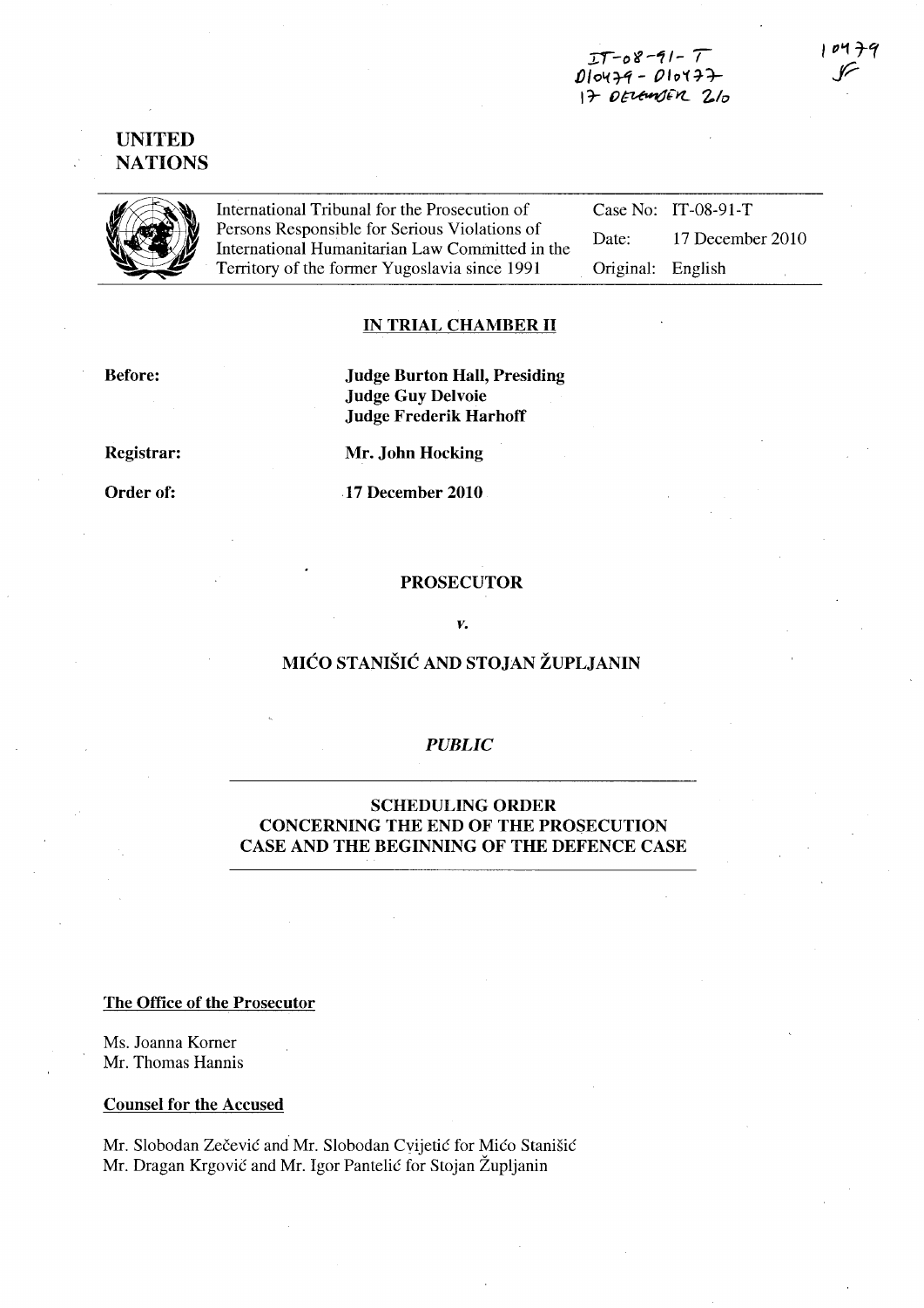IT-08-91-T
D10479 - D10477
17 DECEMBER 2010

10479

# UNITED NATIONS

International Tribunal for the Prosecution of Persons Responsible for Serious Violations of International Humanitarian Law Committed in the Territory of the former Yugoslavia since 1991

Case No: IT-08-91-T

Date: 17 December 2010

Original: English

## IN TRIAL CHAMBER II

**Before:**

**Judge Burton Hall, Presiding**
**Judge Guy Delvoie**
**Judge Frederik Harhoff**

**Registrar:**

**Mr. John Hocking**

**Order of:**

**17 December 2010**

## PROSECUTOR

*v.*

## MIĆO STANIŠIĆ AND STOJAN ŽUPLJANIN

*PUBLIC*

## SCHEDULING ORDER CONCERNING THE END OF THE PROSECUTION CASE AND THE BEGINNING OF THE DEFENCE CASE

**The Office of the Prosecutor**

Ms. Joanna Korner
Mr. Thomas Hannis

**Counsel for the Accused**

Mr. Slobodan Zečević and Mr. Slobodan Cvijetić for Mićo Stanišić
Mr. Dragan Krgović and Mr. Igor Pantelić for Stojan Župljanin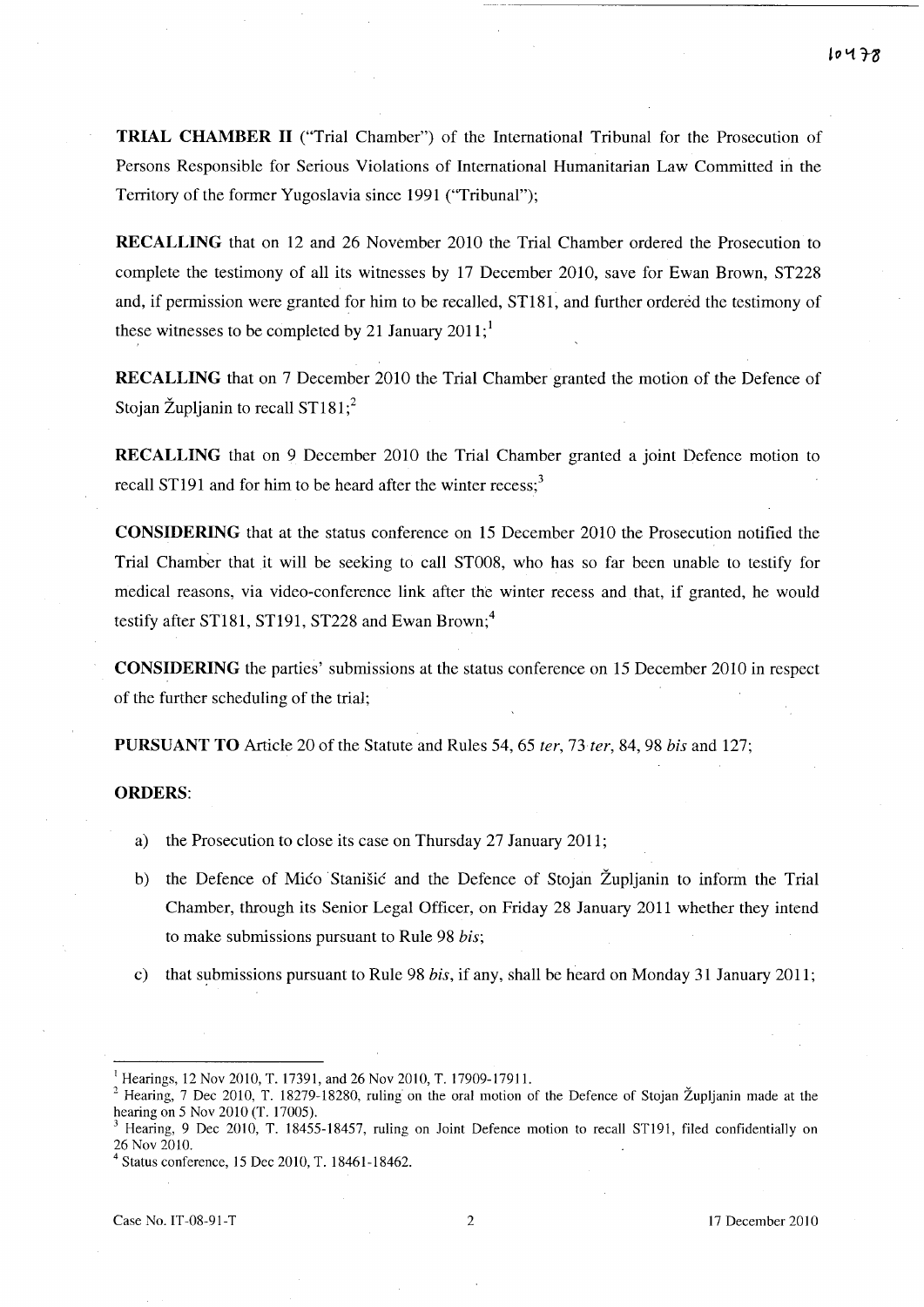**TRIAL CHAMBER II** ("Trial Chamber") of the International Tribunal for the Prosecution of Persons Responsible for Serious Violations of International Humanitarian Law Committed in the Territory of the former Yugoslavia since 1991 ("Tribunal");

**RECALLING** that on 12 and 26 November 2010 the Trial Chamber ordered the Prosecution to complete the testimony of all its witnesses by 17 December 2010, save for Ewan Brown, ST228 and, if permission were granted for him to be recalled, ST181, and further ordered the testimony of these witnesses to be completed by 21 January 2011;[1]

**RECALLING** that on 7 December 2010 the Trial Chamber granted the motion of the Defence of Stojan Župljanin to recall ST181;[2]

**RECALLING** that on 9 December 2010 the Trial Chamber granted a joint Defence motion to recall ST191 and for him to be heard after the winter recess;[3]

**CONSIDERING** that at the status conference on 15 December 2010 the Prosecution notified the Trial Chamber that it will be seeking to call ST008, who has so far been unable to testify for medical reasons, via video-conference link after the winter recess and that, if granted, he would testify after ST181, ST191, ST228 and Ewan Brown;[4]

**CONSIDERING** the parties' submissions at the status conference on 15 December 2010 in respect of the further scheduling of the trial;

**PURSUANT TO** Article 20 of the Statute and Rules 54, 65 *ter*, 73 *ter*, 84, 98 *bis* and 127;

**ORDERS**:

a) the Prosecution to close its case on Thursday 27 January 2011;

b) the Defence of Mićo Stanišić and the Defence of Stojan Župljanin to inform the Trial Chamber, through its Senior Legal Officer, on Friday 28 January 2011 whether they intend to make submissions pursuant to Rule 98 *bis*;

c) that submissions pursuant to Rule 98 *bis*, if any, shall be heard on Monday 31 January 2011;

---

[1] Hearings, 12 Nov 2010, T. 17391, and 26 Nov 2010, T. 17909-17911.

[2] Hearing, 7 Dec 2010, T. 18279-18280, ruling on the oral motion of the Defence of Stojan Župljanin made at the hearing on 5 Nov 2010 (T. 17005).

[3] Hearing, 9 Dec 2010, T. 18455-18457, ruling on Joint Defence motion to recall ST191, filed confidentially on 26 Nov 2010.

[4] Status conference, 15 Dec 2010, T. 18461-18462.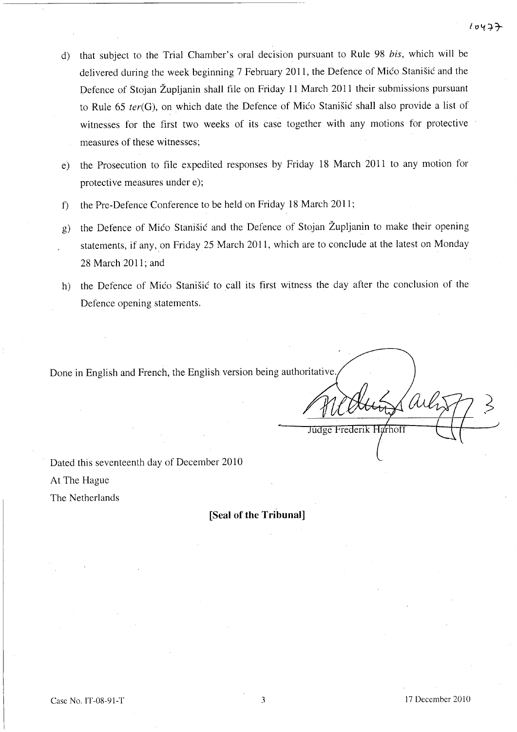d) that subject to the Trial Chamber's oral decision pursuant to Rule 98 *bis*, which will be delivered during the week beginning 7 February 2011, the Defence of Mićo Stanišić and the Defence of Stojan Župljanin shall file on Friday 11 March 2011 their submissions pursuant to Rule 65 *ter*(G), on which date the Defence of Mićo Stanišić shall also provide a list of witnesses for the first two weeks of its case together with any motions for protective measures of these witnesses;

e) the Prosecution to file expedited responses by Friday 18 March 2011 to any motion for protective measures under e);

f) the Pre-Defence Conference to be held on Friday 18 March 2011;

g) the Defence of Mićo Stanišić and the Defence of Stojan Župljanin to make their opening statements, if any, on Friday 25 March 2011, which are to conclude at the latest on Monday 28 March 2011; and

h) the Defence of Mićo Stanišić to call its first witness the day after the conclusion of the Defence opening statements.

Done in English and French, the English version being authoritative.

Judge Frederik Harhoff

Dated this seventeenth day of December 2010

At The Hague

The Netherlands

**[Seal of the Tribunal]**